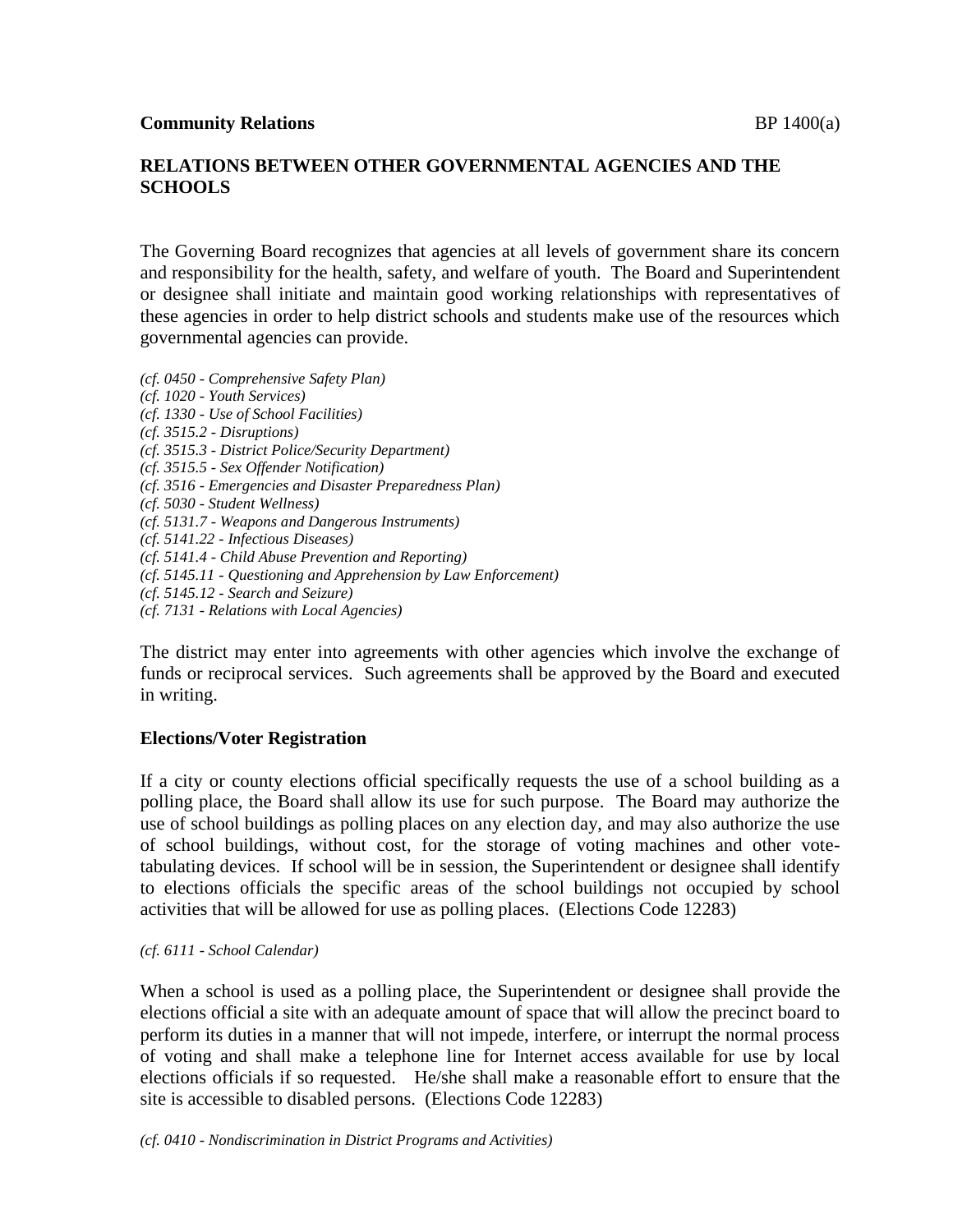**Community Relations** BP 1400(a)

## RELATIONS BETWEEN OTHER GOVERNMENTAL AGENCIES AND THE SCHOOLS

The Governing Board recognizes that agencies at all levels of government share its concern and responsibility for the health, safety, and welfare of youth. The Board and Superintendent or designee shall initiate and maintain good working relationships with representatives of these agencies in order to help district schools and students make use of the resources which governmental agencies can provide.

*(cf. 0450 - Comprehensive Safety Plan)*
*(cf. 1020 - Youth Services)*
*(cf. 1330 - Use of School Facilities)*
*(cf. 3515.2 - Disruptions)*
*(cf. 3515.3 - District Police/Security Department)*
*(cf. 3515.5 - Sex Offender Notification)*
*(cf. 3516 - Emergencies and Disaster Preparedness Plan)*
*(cf. 5030 - Student Wellness)*
*(cf. 5131.7 - Weapons and Dangerous Instruments)*
*(cf. 5141.22 - Infectious Diseases)*
*(cf. 5141.4 - Child Abuse Prevention and Reporting)*
*(cf. 5145.11 - Questioning and Apprehension by Law Enforcement)*
*(cf. 5145.12 - Search and Seizure)*
*(cf. 7131 - Relations with Local Agencies)*

The district may enter into agreements with other agencies which involve the exchange of funds or reciprocal services. Such agreements shall be approved by the Board and executed in writing.

### Elections/Voter Registration

If a city or county elections official specifically requests the use of a school building as a polling place, the Board shall allow its use for such purpose. The Board may authorize the use of school buildings as polling places on any election day, and may also authorize the use of school buildings, without cost, for the storage of voting machines and other vote-tabulating devices. If school will be in session, the Superintendent or designee shall identify to elections officials the specific areas of the school buildings not occupied by school activities that will be allowed for use as polling places. (Elections Code 12283)

*(cf. 6111 - School Calendar)*

When a school is used as a polling place, the Superintendent or designee shall provide the elections official a site with an adequate amount of space that will allow the precinct board to perform its duties in a manner that will not impede, interfere, or interrupt the normal process of voting and shall make a telephone line for Internet access available for use by local elections officials if so requested. He/she shall make a reasonable effort to ensure that the site is accessible to disabled persons. (Elections Code 12283)

*(cf. 0410 - Nondiscrimination in District Programs and Activities)*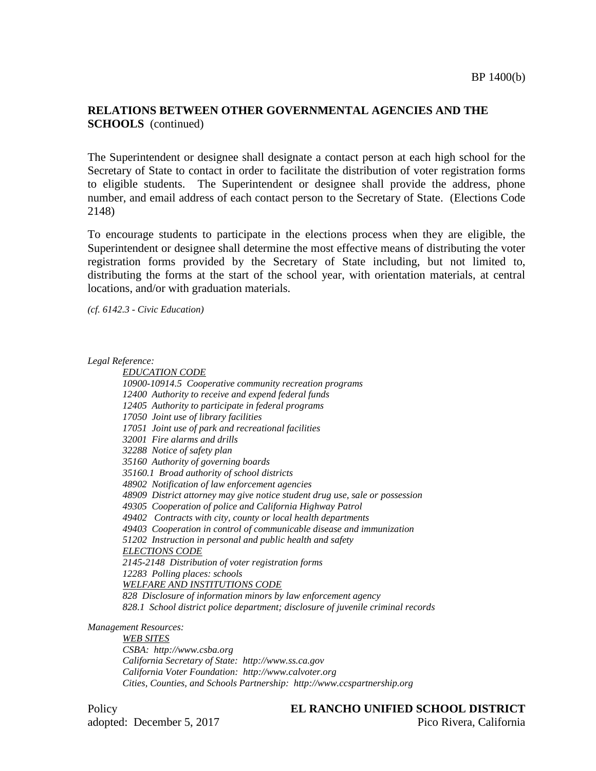**RELATIONS BETWEEN OTHER GOVERNMENTAL AGENCIES AND THE SCHOOLS** (continued)

The Superintendent or designee shall designate a contact person at each high school for the Secretary of State to contact in order to facilitate the distribution of voter registration forms to eligible students. The Superintendent or designee shall provide the address, phone number, and email address of each contact person to the Secretary of State. (Elections Code 2148)

To encourage students to participate in the elections process when they are eligible, the Superintendent or designee shall determine the most effective means of distributing the voter registration forms provided by the Secretary of State including, but not limited to, distributing the forms at the start of the school year, with orientation materials, at central locations, and/or with graduation materials.

*(cf. 6142.3 - Civic Education)*

*Legal Reference:*

*EDUCATION CODE*
*10900-10914.5 Cooperative community recreation programs*
*12400 Authority to receive and expend federal funds*
*12405 Authority to participate in federal programs*
*17050 Joint use of library facilities*
*17051 Joint use of park and recreational facilities*
*32001 Fire alarms and drills*
*32288 Notice of safety plan*
*35160 Authority of governing boards*
*35160.1 Broad authority of school districts*
*48902 Notification of law enforcement agencies*
*48909 District attorney may give notice student drug use, sale or possession*
*49305 Cooperation of police and California Highway Patrol*
*49402 Contracts with city, county or local health departments*
*49403 Cooperation in control of communicable disease and immunization*
*51202 Instruction in personal and public health and safety*
*ELECTIONS CODE*
*2145-2148 Distribution of voter registration forms*
*12283 Polling places: schools*
*WELFARE AND INSTITUTIONS CODE*
*828 Disclosure of information minors by law enforcement agency*
*828.1 School district police department; disclosure of juvenile criminal records*

*Management Resources:*

*WEB SITES*
*CSBA: http://www.csba.org*
*California Secretary of State: http://www.ss.ca.gov*
*California Voter Foundation: http://www.calvoter.org*
*Cities, Counties, and Schools Partnership: http://www.ccspartnership.org*

Policy
adopted: December 5, 2017

**EL RANCHO UNIFIED SCHOOL DISTRICT**
Pico Rivera, California